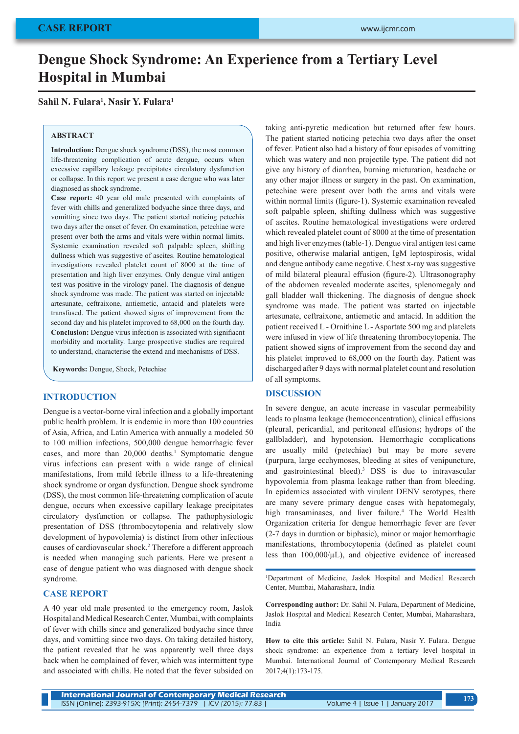# Dengue Shock Syndrome: An Experience from a Tertiary Level Hospital in Mumbai

**Sahil N. Fulara[1], Nasir Y. Fulara[1]**

## ABSTRACT

**Introduction:** Dengue shock syndrome (DSS), the most common life-threatening complication of acute dengue, occurs when excessive capillary leakage precipitates circulatory dysfunction or collapse. In this report we present a case dengue who was later diagnosed as shock syndrome.
**Case report:** 40 year old male presented with complaints of fever with chills and generalized bodyache since three days, and vomitting since two days. The patient started noticing petechia two days after the onset of fever. On examination, petechiae were present over both the arms and vitals were within normal limits. Systemic examination revealed soft palpable spleen, shifting dullness which was suggestive of ascites. Routine hematological investigations revealed platelet count of 8000 at the time of presentation and high liver enzymes. Only dengue viral antigen test was positive in the virology panel. The diagnosis of dengue shock syndrome was made. The patient was started on injectable artesunate, ceftraixone, antiemetic, antacid and platelets were transfused. The patient showed signs of improvement from the second day and his platelet improved to 68,000 on the fourth day.
**Conclusion:** Dengue virus infection is associated with signifiacnt morbidity and mortality. Large prospective studies are required to understand, characterise the extend and mechanisms of DSS.

**Keywords:** Dengue, Shock, Petechiae

## INTRODUCTION

Dengue is a vector-borne viral infection and a globally important public health problem. It is endemic in more than 100 countries of Asia, Africa, and Latin America with annually a modeled 50 to 100 million infections, 500,000 dengue hemorrhagic fever cases, and more than 20,000 deaths.[1] Symptomatic dengue virus infections can present with a wide range of clinical manifestations, from mild febrile illness to a life-threatening shock syndrome or organ dysfunction. Dengue shock syndrome (DSS), the most common life-threatening complication of acute dengue, occurs when excessive capillary leakage precipitates circulatory dysfunction or collapse. The pathophysiologic presentation of DSS (thrombocytopenia and relatively slow development of hypovolemia) is distinct from other infectious causes of cardiovascular shock.[2] Therefore a different approach is needed when managing such patients. Here we present a case of dengue patient who was diagnosed with dengue shock syndrome.

## CASE REPORT

A 40 year old male presented to the emergency room, Jaslok Hospital and Medical Research Center, Mumbai, with complaints of fever with chills since and generalized bodyache since three days, and vomitting since two days. On taking detailed history, the patient revealed that he was apparently well three days back when he complained of fever, which was intermittent type and associated with chills. He noted that the fever subsided on taking anti-pyretic medication but returned after few hours. The patient started noticing petechia two days after the onset of fever. Patient also had a history of four episodes of vomitting which was watery and non projectile type. The patient did not give any history of diarrhea, burning micturation, headache or any other major illness or surgery in the past. On examination, petechiae were present over both the arms and vitals were within normal limits (figure-1). Systemic examination revealed soft palpable spleen, shifting dullness which was suggestive of ascites. Routine hematological investigations were ordered which revealed platelet count of 8000 at the time of presentation and high liver enzymes (table-1). Dengue viral antigen test came positive, otherwise malarial antigen, IgM leptospirosis, widal and dengue antibody came negative. Chest x-ray was suggestive of mild bilateral pleural effusion (figure-2). Ultrasonography of the abdomen revealed moderate ascites, splenomegaly and gall bladder wall thickening. The diagnosis of dengue shock syndrome was made. The patient was started on injectable artesunate, ceftraixone, antiemetic and antacid. In addition the patient received L - Ornithine L - Aspartate 500 mg and platelets were infused in view of life threatening thrombocytopenia. The patient showed signs of improvement from the second day and his platelet improved to 68,000 on the fourth day. Patient was discharged after 9 days with normal platelet count and resolution of all symptoms.

## DISCUSSION

In severe dengue, an acute increase in vascular permeability leads to plasma leakage (hemoconcentration), clinical effusions (pleural, pericardial, and peritoneal effusions; hydrops of the gallbladder), and hypotension. Hemorrhagic complications are usually mild (petechiae) but may be more severe (purpura, large ecchymoses, bleeding at sites of venipuncture, and gastrointestinal bleed).[3] DSS is due to intravascular hypovolemia from plasma leakage rather than from bleeding. In epidemics associated with virulent DENV serotypes, there are many severe primary dengue cases with hepatomegaly, high transaminases, and liver failure.[4] The World Health Organization criteria for dengue hemorrhagic fever are fever (2-7 days in duration or biphasic), minor or major hemorrhagic manifestations, thrombocytopenia (defined as platelet count less than 100,000/µL), and objective evidence of increased

[1]Department of Medicine, Jaslok Hospital and Medical Research Center, Mumbai, Maharashara, India

**Corresponding author:** Dr. Sahil N. Fulara, Department of Medicine, Jaslok Hospital and Medical Research Center, Mumbai, Maharashara, India

**How to cite this article:** Sahil N. Fulara, Nasir Y. Fulara. Dengue shock syndrome: an experience from a tertiary level hospital in Mumbai. International Journal of Contemporary Medical Research 2017;4(1):173-175.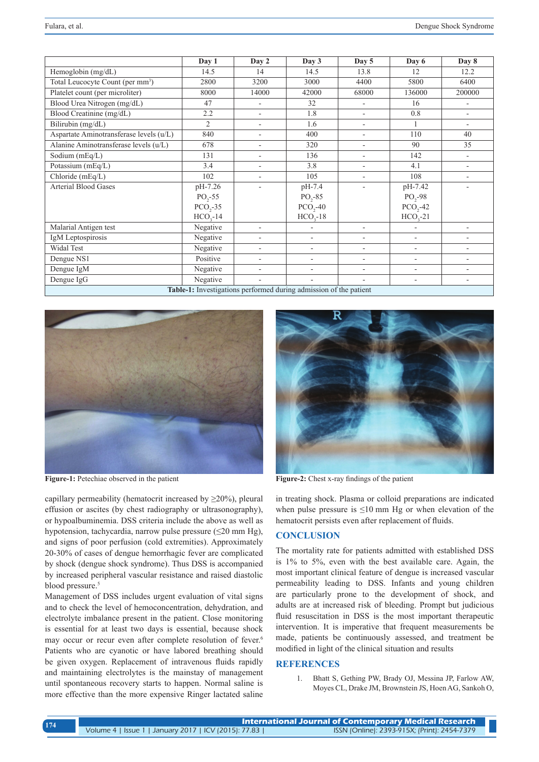| | Day 1 | Day 2 | Day 3 | Day 5 | Day 6 | Day 8 |
|---|---|---|---|---|---|---|
| Hemoglobin (mg/dL) | 14.5 | 14 | 14.5 | 13.8 | 12 | 12.2 |
| Total Leucocyte Count (per mm$^3$) | 2800 | 3200 | 3000 | 4400 | 5800 | 6400 |
| Platelet count (per microliter) | 8000 | 14000 | 42000 | 68000 | 136000 | 200000 |
| Blood Urea Nitrogen (mg/dL) | 47 | - | 32 | - | 16 | - |
| Blood Creatinine (mg/dL) | 2.2 | - | 1.8 | - | 0.8 | - |
| Bilirubin (mg/dL) | 2 | - | 1.6 | - | 1 | - |
| Aspartate Aminotransferase levels (u/L) | 840 | - | 400 | - | 110 | 40 |
| Alanine Aminotransferase levels (u/L) | 678 | - | 320 | - | 90 | 35 |
| Sodium (mEq/L) | 131 | - | 136 | - | 142 | - |
| Potassium (mEq/L) | 3.4 | - | 3.8 | - | 4.1 | - |
| Chloride (mEq/L) | 102 | - | 105 | - | 108 | - |
| Arterial Blood Gases | pH-7.26 $PO_2$-55 $PCO_2$-35 $HCO_3$-14 | - | pH-7.4 $PO_2$-85 $PCO_2$-40 $HCO_3$-18 | - | pH-7.42 $PO_2$-98 $PCO_2$-42 $HCO_3$-21 | - |
| Malarial Antigen test | Negative | - | - | - | - | - |
| IgM Leptospirosis | Negative | - | - | - | - | - |
| Widal Test | Negative | - | - | - | - | - |
| Dengue NS1 | Positive | - | - | - | - | - |
| Dengue IgM | Negative | - | - | - | - | - |
| Dengue IgG | Negative | - | - | - | - | - |

**Table-1:** Investigations performed during admission of the patient

**Figure-1:** Petechiae observed in the patient

**Figure-2:** Chest x-ray findings of the patient

capillary permeability (hematocrit increased by ≥20%), pleural effusion or ascites (by chest radiography or ultrasonography), or hypoalbuminemia. DSS criteria include the above as well as hypotension, tachycardia, narrow pulse pressure (≤20 mm Hg), and signs of poor perfusion (cold extremities). Approximately 20-30% of cases of dengue hemorrhagic fever are complicated by shock (dengue shock syndrome). Thus DSS is accompanied by increased peripheral vascular resistance and raised diastolic blood pressure.[5]

Management of DSS includes urgent evaluation of vital signs and to check the level of hemoconcentration, dehydration, and electrolyte imbalance present in the patient. Close monitoring is essential for at least two days is essential, because shock may occur or recur even after complete resolution of fever.[6] Patients who are cyanotic or have labored breathing should be given oxygen. Replacement of intravenous fluids rapidly and maintaining electrolytes is the mainstay of management until spontaneous recovery starts to happen. Normal saline is more effective than the more expensive Ringer lactated saline in treating shock. Plasma or colloid preparations are indicated when pulse pressure is ≤10 mm Hg or when elevation of the hematocrit persists even after replacement of fluids.

## CONCLUSION

The mortality rate for patients admitted with established DSS is 1% to 5%, even with the best available care. Again, the most important clinical feature of dengue is increased vascular permeability leading to DSS. Infants and young children are particularly prone to the development of shock, and adults are at increased risk of bleeding. Prompt but judicious fluid resuscitation in DSS is the most important therapeutic intervention. It is imperative that frequent measurements be made, patients be continuously assessed, and treatment be modified in light of the clinical situation and results

## REFERENCES

1. Bhatt S, Gething PW, Brady OJ, Messina JP, Farlow AW, Moyes CL, Drake JM, Brownstein JS, Hoen AG, Sankoh O,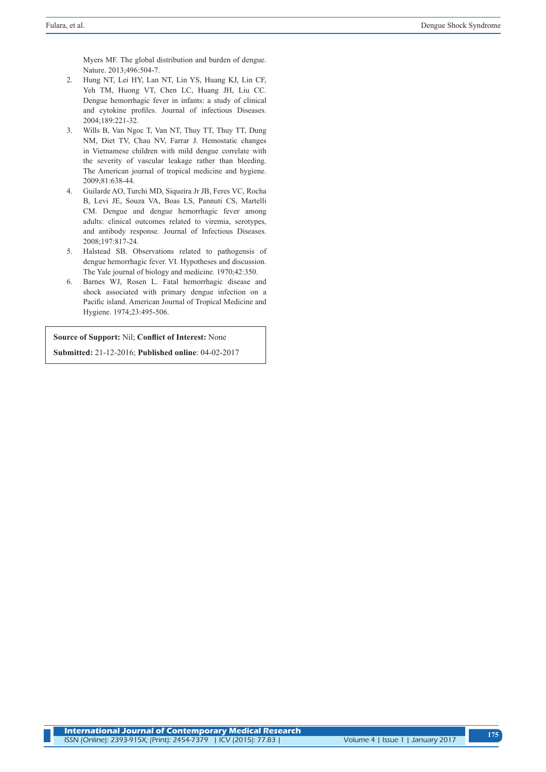Myers MF. The global distribution and burden of dengue. Nature. 2013;496:504-7.

2. Hung NT, Lei HY, Lan NT, Lin YS, Huang KJ, Lin CF, Yeh TM, Huong VT, Chen LC, Huang JH, Liu CC. Dengue hemorrhagic fever in infants: a study of clinical and cytokine profiles. Journal of infectious Diseases. 2004;189:221-32.
3. Wills B, Van Ngoc T, Van NT, Thuy TT, Thuy TT, Dung NM, Diet TV, Chau NV, Farrar J. Hemostatic changes in Vietnamese children with mild dengue correlate with the severity of vascular leakage rather than bleeding. The American journal of tropical medicine and hygiene. 2009;81:638-44.
4. Guilarde AO, Turchi MD, Siqueira Jr JB, Feres VC, Rocha B, Levi JE, Souza VA, Boas LS, Pannuti CS, Martelli CM. Dengue and dengue hemorrhagic fever among adults: clinical outcomes related to viremia, serotypes, and antibody response. Journal of Infectious Diseases. 2008;197:817-24.
5. Halstead SB. Observations related to pathogensis of dengue hemorrhagic fever. VI. Hypotheses and discussion. The Yale journal of biology and medicine. 1970;42:350.
6. Barnes WJ, Rosen L. Fatal hemorrhagic disease and shock associated with primary dengue infection on a Pacific island. American Journal of Tropical Medicine and Hygiene. 1974;23:495-506.

**Source of Support:** Nil; **Conflict of Interest:** None

**Submitted:** 21-12-2016; **Published online**: 04-02-2017